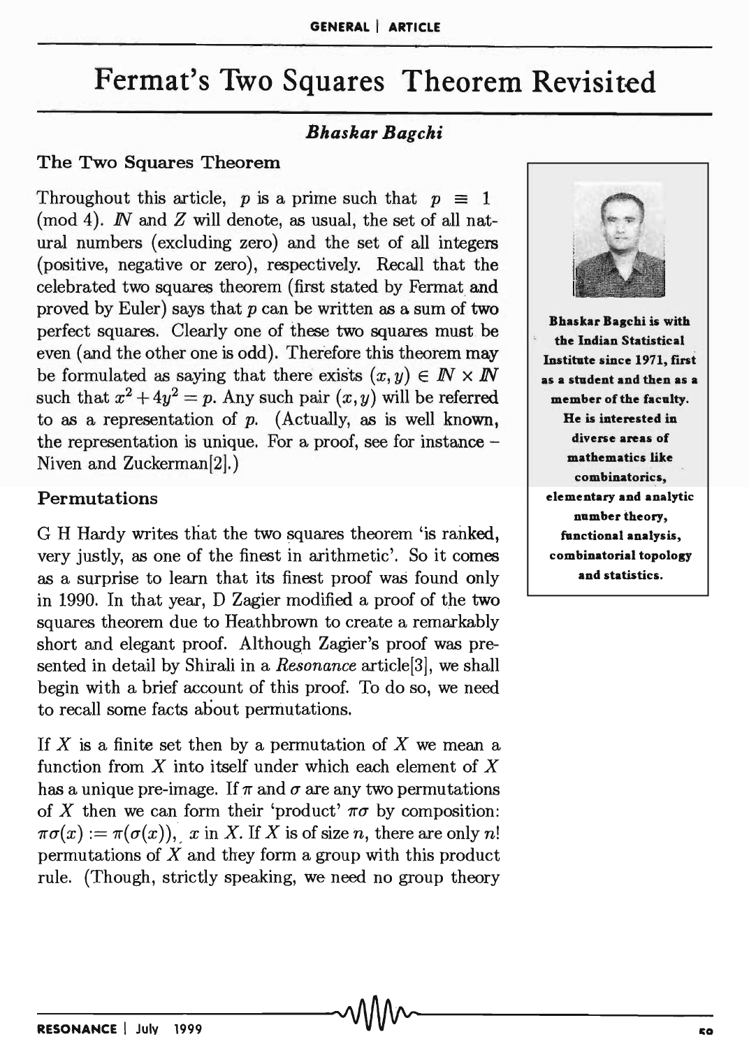# Fermat's Two Squares Theorem Revisited

*Bhaskar Bagchi*

Bhaskar Bagchi is with the Indian Statistical Institute since 1971, first as a student and then as a member of the faculty. He is interested in diverse areas of mathematics like combinatorics, elementary and analytic number theory, functional analysis, combinatorial topology and statistics.

## The Two Squares Theorem

Throughout this article, $p$ is a prime such that $p \equiv 1 \pmod 4$. $\mathbb{N}$ and $Z$ will denote, as usual, the set of all natural numbers (excluding zero) and the set of all integers (positive, negative or zero), respectively. Recall that the celebrated two squares theorem (first stated by Fermat and proved by Euler) says that $p$ can be written as a sum of two perfect squares. Clearly one of these two squares must be even (and the other one is odd). Therefore this theorem may be formulated as saying that there exists $(x, y) \in \mathbb{N} \times \mathbb{N}$ such that $x^2 + 4y^2 = p$. Any such pair $(x, y)$ will be referred to as a representation of $p$. (Actually, as is well known, the representation is unique. For a proof, see for instance – Niven and Zuckerman[2].)

## Permutations

G H Hardy writes that the two squares theorem 'is ranked, very justly, as one of the finest in arithmetic'. So it comes as a surprise to learn that its finest proof was found only in 1990. In that year, D Zagier modified a proof of the two squares theorem due to Heathbrown to create a remarkably short and elegant proof. Although Zagier's proof was presented in detail by Shirali in a *Resonance* article[3], we shall begin with a brief account of this proof. To do so, we need to recall some facts about permutations.

If $X$ is a finite set then by a permutation of $X$ we mean a function from $X$ into itself under which each element of $X$ has a unique pre-image. If $\pi$ and $\sigma$ are any two permutations of $X$ then we can form their 'product' $\pi\sigma$ by composition: $\pi\sigma(x) := \pi(\sigma(x))$, $x$ in $X$. If $X$ is of size $n$, there are only $n!$ permutations of $X$ and they form a group with this product rule. (Though, strictly speaking, we need no group theory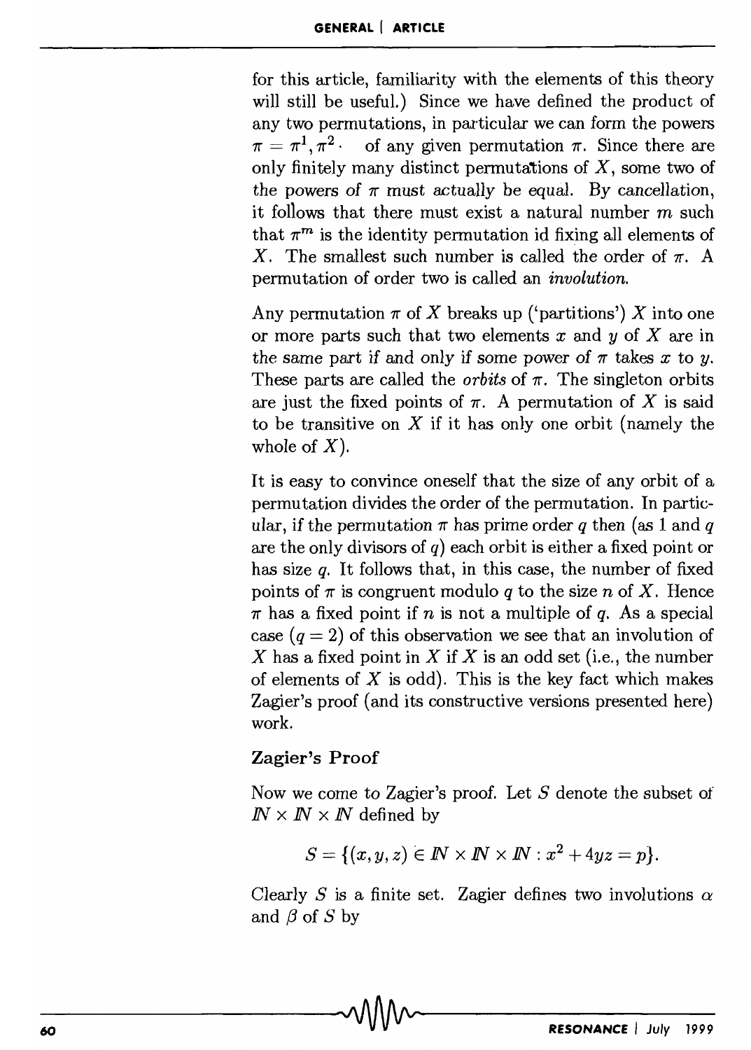for this article, familiarity with the elements of this theory will still be useful.) Since we have defined the product of any two permutations, in particular we can form the powers $\pi = \pi^1, \pi^2 \cdot$ of any given permutation $\pi$. Since there are only finitely many distinct permutations of $X$, some two of the powers of $\pi$ must actually be equal. By cancellation, it follows that there must exist a natural number $m$ such that $\pi^m$ is the identity permutation id fixing all elements of $X$. The smallest such number is called the order of $\pi$. A permutation of order two is called an *involution*.

Any permutation $\pi$ of $X$ breaks up ('partitions') $X$ into one or more parts such that two elements $x$ and $y$ of $X$ are in the same part if and only if some power of $\pi$ takes $x$ to $y$. These parts are called the *orbits* of $\pi$. The singleton orbits are just the fixed points of $\pi$. A permutation of $X$ is said to be transitive on $X$ if it has only one orbit (namely the whole of $X$).

It is easy to convince oneself that the size of any orbit of a permutation divides the order of the permutation. In particular, if the permutation $\pi$ has prime order $q$ then (as 1 and $q$ are the only divisors of $q$) each orbit is either a fixed point or has size $q$. It follows that, in this case, the number of fixed points of $\pi$ is congruent modulo $q$ to the size $n$ of $X$. Hence $\pi$ has a fixed point if $n$ is not a multiple of $q$. As a special case ($q = 2$) of this observation we see that an involution of $X$ has a fixed point in $X$ if $X$ is an odd set (i.e., the number of elements of $X$ is odd). This is the key fact which makes Zagier's proof (and its constructive versions presented here) work.

## Zagier's Proof

Now we come to Zagier's proof. Let $S$ denote the subset of $\mathbb{N} \times \mathbb{N} \times \mathbb{N}$ defined by

$$S = \{(x, y, z) \in \mathbb{N} \times \mathbb{N} \times \mathbb{N} : x^2 + 4yz = p\}.$$

Clearly $S$ is a finite set. Zagier defines two involutions $\alpha$ and $\beta$ of $S$ by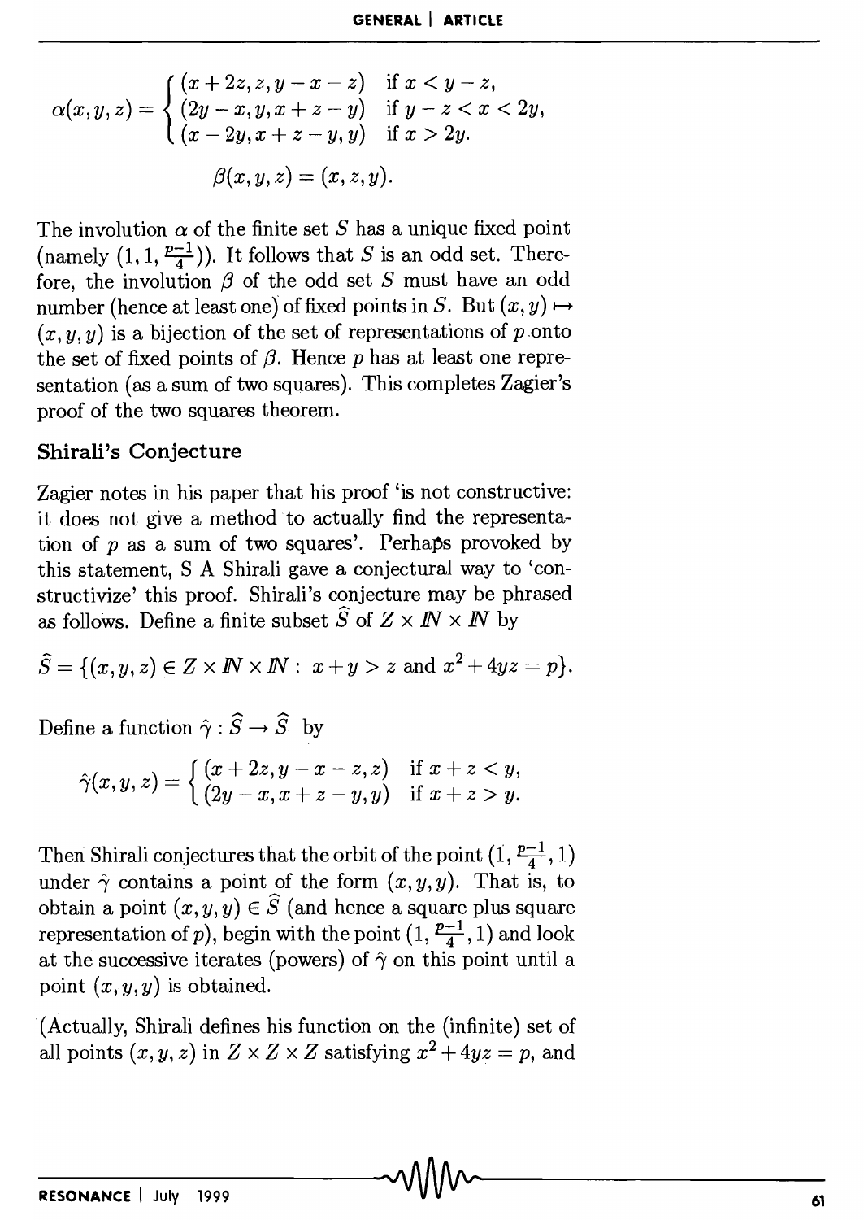$$\alpha(x,y,z) = \begin{cases} (x+2z, z, y-x-z) & \text{if } x < y-z, \\ (2y-x, y, x+z-y) & \text{if } y-z < x < 2y, \\ (x-2y, x+z-y, y) & \text{if } x > 2y. \end{cases}$$

$$\beta(x,y,z) = (x,z,y).$$

The involution $\alpha$ of the finite set $S$ has a unique fixed point (namely $(1, 1, \frac{p-1}{4})$). It follows that $S$ is an odd set. Therefore, the involution $\beta$ of the odd set $S$ must have an odd number (hence at least one) of fixed points in $S$. But $(x,y) \mapsto (x,y,y)$ is a bijection of the set of representations of $p$ onto the set of fixed points of $\beta$. Hence $p$ has at least one representation (as a sum of two squares). This completes Zagier's proof of the two squares theorem.

## Shirali's Conjecture

Zagier notes in his paper that his proof 'is not constructive: it does not give a method to actually find the representation of $p$ as a sum of two squares'. Perhaps provoked by this statement, S A Shirali gave a conjectural way to 'constructivize' this proof. Shirali's conjecture may be phrased as follows. Define a finite subset $\widehat{S}$ of $Z \times I\!N \times I\!N$ by

$$\widehat{S} = \{(x,y,z) \in Z \times I\!N \times I\!N : \, x+y > z \text{ and } x^2 + 4yz = p\}.$$

Define a function $\hat{\gamma} : \widehat{S} \to \widehat{S}$ by

$$\hat{\gamma}(x,y,z) = \begin{cases} (x+2z, y-x-z, z) & \text{if } x+z < y, \\ (2y-x, x+z-y, y) & \text{if } x+z > y. \end{cases}$$

Then Shirali conjectures that the orbit of the point $(1, \frac{p-1}{4}, 1)$ under $\hat{\gamma}$ contains a point of the form $(x,y,y)$. That is, to obtain a point $(x,y,y) \in \widehat{S}$ (and hence a square plus square representation of $p$), begin with the point $(1, \frac{p-1}{4}, 1)$ and look at the successive iterates (powers) of $\hat{\gamma}$ on this point until a point $(x,y,y)$ is obtained.

(Actually, Shirali defines his function on the (infinite) set of all points $(x,y,z)$ in $Z \times Z \times Z$ satisfying $x^2 + 4yz = p$, and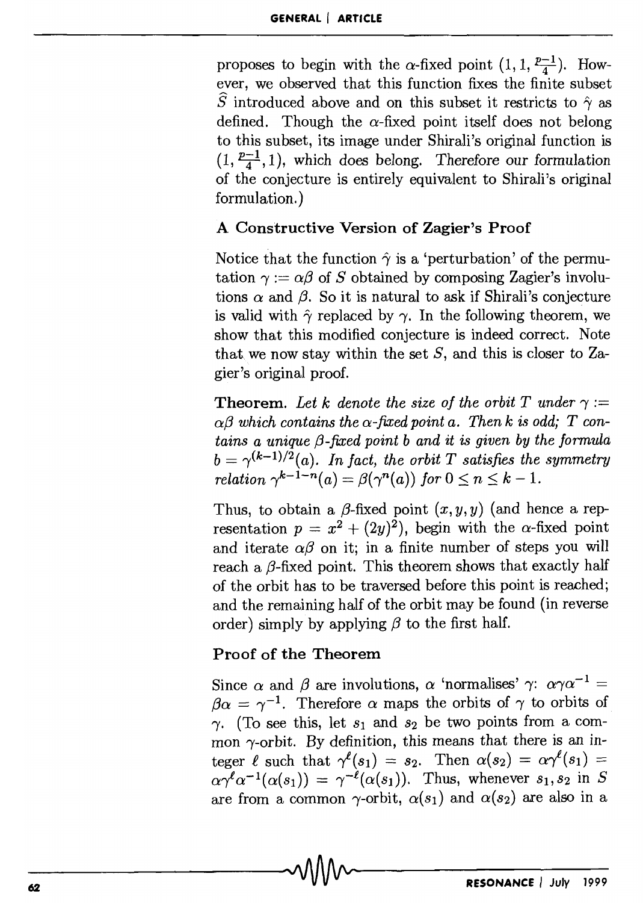proposes to begin with the $\alpha$-fixed point $(1, 1, \frac{p-1}{4})$. However, we observed that this function fixes the finite subset $\widehat{S}$ introduced above and on this subset it restricts to $\hat{\gamma}$ as defined. Though the $\alpha$-fixed point itself does not belong to this subset, its image under Shirali's original function is $(1, \frac{p-1}{4}, 1)$, which does belong. Therefore our formulation of the conjecture is entirely equivalent to Shirali's original formulation.)

## A Constructive Version of Zagier's Proof

Notice that the function $\hat{\gamma}$ is a 'perturbation' of the permutation $\gamma := \alpha\beta$ of $S$ obtained by composing Zagier's involutions $\alpha$ and $\beta$. So it is natural to ask if Shirali's conjecture is valid with $\hat{\gamma}$ replaced by $\gamma$. In the following theorem, we show that this modified conjecture is indeed correct. Note that we now stay within the set $S$, and this is closer to Zagier's original proof.

**Theorem.** *Let $k$ denote the size of the orbit $T$ under $\gamma := \alpha\beta$ which contains the $\alpha$-fixed point $a$. Then $k$ is odd; $T$ contains a unique $\beta$-fixed point $b$ and it is given by the formula $b = \gamma^{(k-1)/2}(a)$. In fact, the orbit $T$ satisfies the symmetry relation $\gamma^{k-1-n}(a) = \beta(\gamma^n(a))$ for $0 \leq n \leq k-1$.*

Thus, to obtain a $\beta$-fixed point $(x, y, y)$ (and hence a representation $p = x^2 + (2y)^2$), begin with the $\alpha$-fixed point and iterate $\alpha\beta$ on it; in a finite number of steps you will reach a $\beta$-fixed point. This theorem shows that exactly half of the orbit has to be traversed before this point is reached; and the remaining half of the orbit may be found (in reverse order) simply by applying $\beta$ to the first half.

## Proof of the Theorem

Since $\alpha$ and $\beta$ are involutions, $\alpha$ 'normalises' $\gamma$: $\alpha\gamma\alpha^{-1} = \beta\alpha = \gamma^{-1}$. Therefore $\alpha$ maps the orbits of $\gamma$ to orbits of $\gamma$. (To see this, let $s_1$ and $s_2$ be two points from a common $\gamma$-orbit. By definition, this means that there is an integer $\ell$ such that $\gamma^\ell(s_1) = s_2$. Then $\alpha(s_2) = \alpha\gamma^\ell(s_1) = \alpha\gamma^\ell\alpha^{-1}(\alpha(s_1)) = \gamma^{-\ell}(\alpha(s_1))$. Thus, whenever $s_1, s_2$ in $S$ are from a common $\gamma$-orbit, $\alpha(s_1)$ and $\alpha(s_2)$ are also in a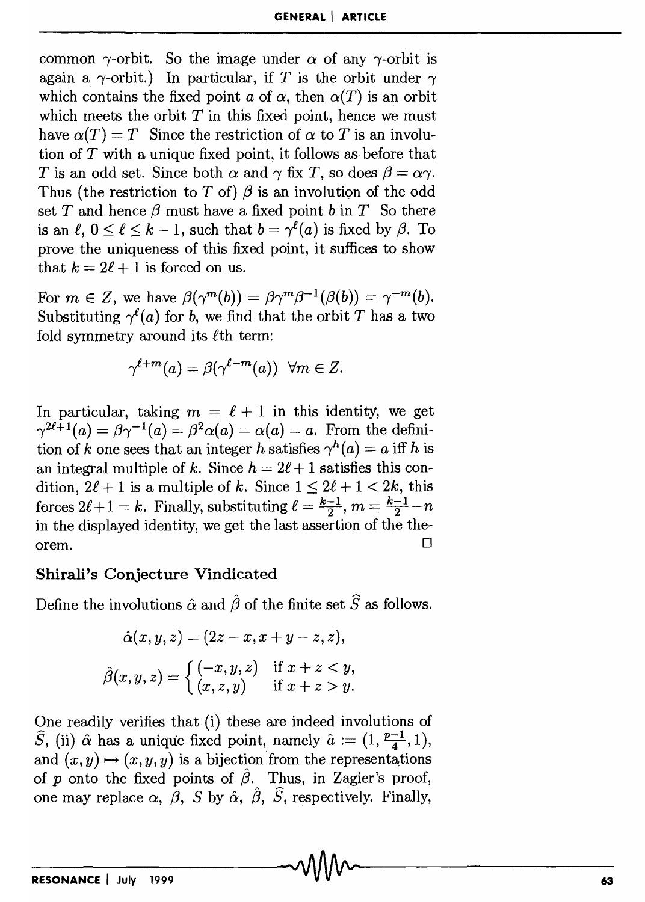common $\gamma$-orbit. So the image under $\alpha$ of any $\gamma$-orbit is again a $\gamma$-orbit.) In particular, if $T$ is the orbit under $\gamma$ which contains the fixed point $a$ of $\alpha$, then $\alpha(T)$ is an orbit which meets the orbit $T$ in this fixed point, hence we must have $\alpha(T) = T$ Since the restriction of $\alpha$ to $T$ is an involution of $T$ with a unique fixed point, it follows as before that $T$ is an odd set. Since both $\alpha$ and $\gamma$ fix $T$, so does $\beta = \alpha\gamma$. Thus (the restriction to $T$ of) $\beta$ is an involution of the odd set $T$ and hence $\beta$ must have a fixed point $b$ in $T$ So there is an $\ell$, $0 \leq \ell \leq k-1$, such that $b = \gamma^{\ell}(a)$ is fixed by $\beta$. To prove the uniqueness of this fixed point, it suffices to show that $k = 2\ell + 1$ is forced on us.

For $m \in Z$, we have $\beta(\gamma^m(b)) = \beta\gamma^m\beta^{-1}(\beta(b)) = \gamma^{-m}(b)$. Substituting $\gamma^{\ell}(a)$ for $b$, we find that the orbit $T$ has a two fold symmetry around its $\ell$th term:

$$\gamma^{\ell+m}(a) = \beta(\gamma^{\ell-m}(a)) \ \ \forall m \in Z.$$

In particular, taking $m = \ell + 1$ in this identity, we get $\gamma^{2\ell+1}(a) = \beta\gamma^{-1}(a) = \beta^2\alpha(a) = \alpha(a) = a$. From the definition of $k$ one sees that an integer $h$ satisfies $\gamma^h(a) = a$ iff $h$ is an integral multiple of $k$. Since $h = 2\ell + 1$ satisfies this condition, $2\ell + 1$ is a multiple of $k$. Since $1 \leq 2\ell + 1 < 2k$, this forces $2\ell + 1 = k$. Finally, substituting $\ell = \frac{k-1}{2}$, $m = \frac{k-1}{2} - n$ in the displayed identity, we get the last assertion of the theorem. □

## Shirali's Conjecture Vindicated

Define the involutions $\hat{\alpha}$ and $\hat{\beta}$ of the finite set $\widehat{S}$ as follows.

$$\hat{\alpha}(x, y, z) = (2z - x, x + y - z, z),$$

$$\hat{\beta}(x, y, z) = \begin{cases} (-x, y, z) & \text{if } x + z < y, \\ (x, z, y) & \text{if } x + z > y. \end{cases}$$

One readily verifies that (i) these are indeed involutions of $\widehat{S}$, (ii) $\hat{\alpha}$ has a unique fixed point, namely $\hat{a} := (1, \frac{p-1}{4}, 1)$, and $(x, y) \mapsto (x, y, y)$ is a bijection from the representations of $p$ onto the fixed points of $\hat{\beta}$. Thus, in Zagier's proof, one may replace $\alpha$, $\beta$, $S$ by $\hat{\alpha}$, $\hat{\beta}$, $\widehat{S}$, respectively. Finally,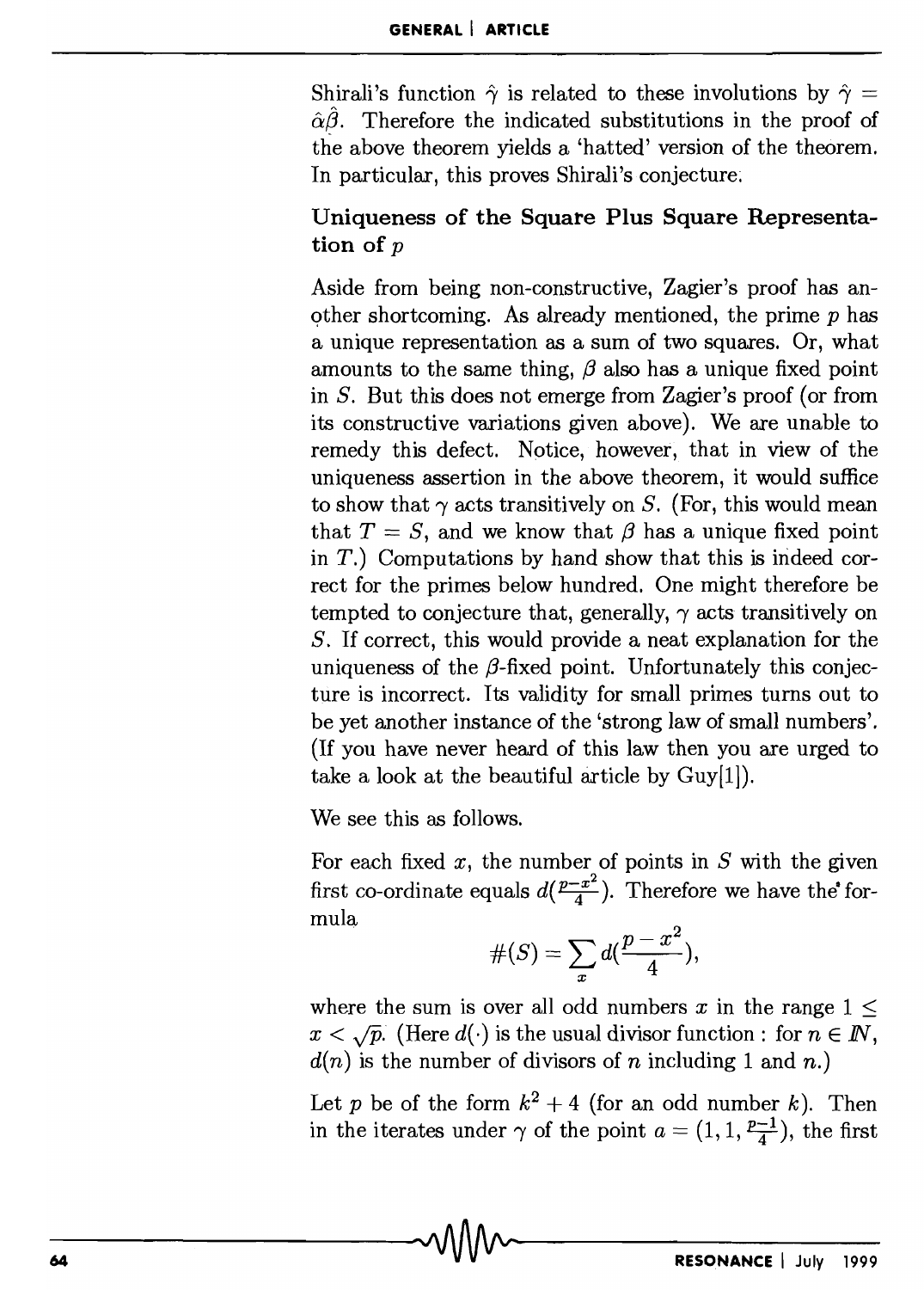Shirali's function $\hat{\gamma}$ is related to these involutions by $\hat{\gamma} = \hat{\alpha}\hat{\beta}$. Therefore the indicated substitutions in the proof of the above theorem yields a 'hatted' version of the theorem. In particular, this proves Shirali's conjecture.

## Uniqueness of the Square Plus Square Representation of $p$

Aside from being non-constructive, Zagier's proof has another shortcoming. As already mentioned, the prime $p$ has a unique representation as a sum of two squares. Or, what amounts to the same thing, $\beta$ also has a unique fixed point in $S$. But this does not emerge from Zagier's proof (or from its constructive variations given above). We are unable to remedy this defect. Notice, however, that in view of the uniqueness assertion in the above theorem, it would suffice to show that $\gamma$ acts transitively on $S$. (For, this would mean that $T = S$, and we know that $\beta$ has a unique fixed point in $T$.) Computations by hand show that this is indeed correct for the primes below hundred. One might therefore be tempted to conjecture that, generally, $\gamma$ acts transitively on $S$. If correct, this would provide a neat explanation for the uniqueness of the $\beta$-fixed point. Unfortunately this conjecture is incorrect. Its validity for small primes turns out to be yet another instance of the 'strong law of small numbers'. (If you have never heard of this law then you are urged to take a look at the beautiful article by Guy[1]).

We see this as follows.

For each fixed $x$, the number of points in $S$ with the given first co-ordinate equals $d(\frac{p-x^2}{4})$. Therefore we have the formula

$$\#(S) = \sum_{x} d(\frac{p-x^2}{4}),$$

where the sum is over all odd numbers $x$ in the range $1 \leq x < \sqrt{p}$. (Here $d(\cdot)$ is the usual divisor function : for $n \in \mathbb{N}$, $d(n)$ is the number of divisors of $n$ including 1 and $n$.)

Let $p$ be of the form $k^2 + 4$ (for an odd number $k$). Then in the iterates under $\gamma$ of the point $a = (1, 1, \frac{p-1}{4})$, the first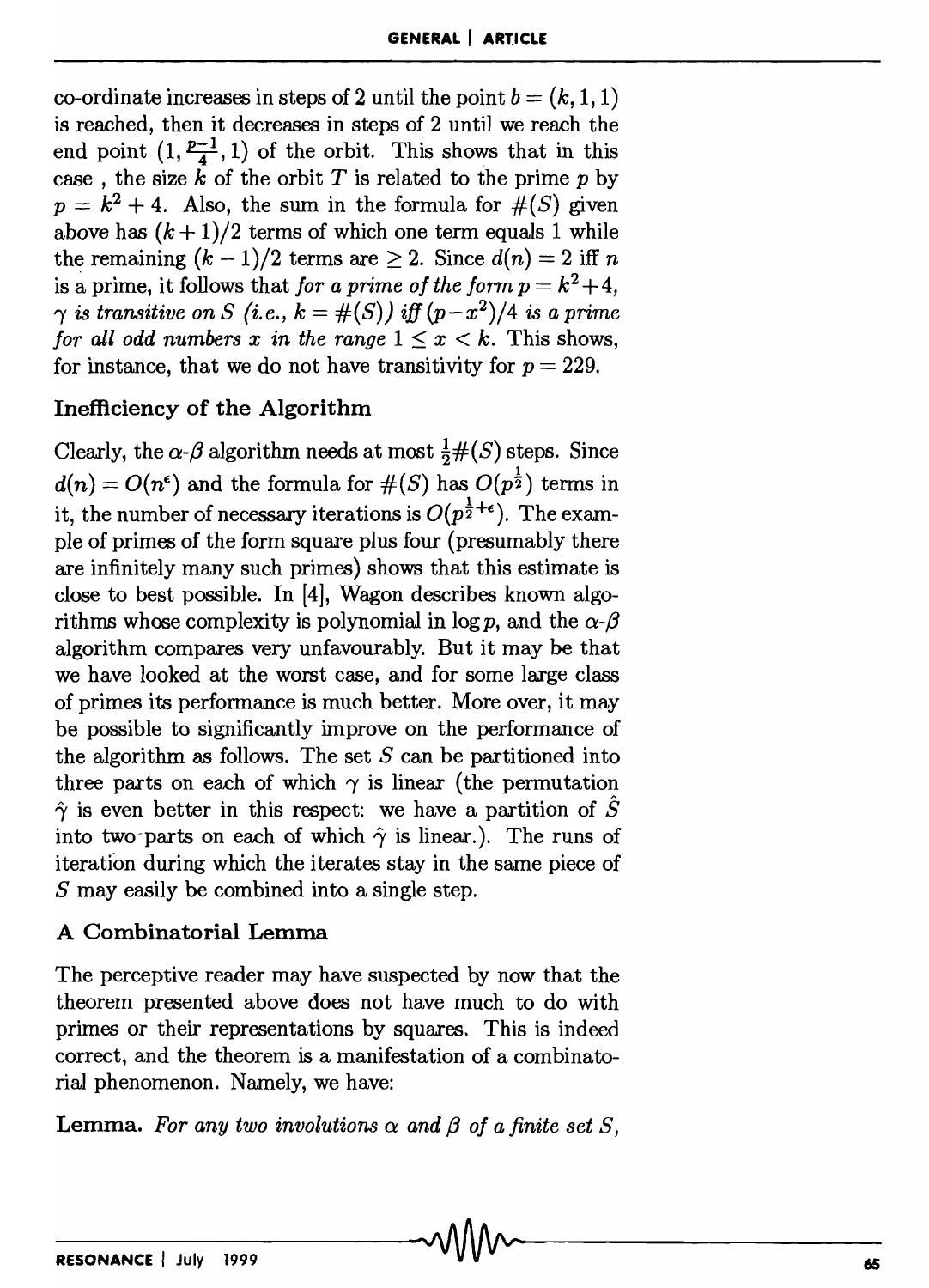co-ordinate increases in steps of 2 until the point $b = (k, 1, 1)$ is reached, then it decreases in steps of 2 until we reach the end point $(1, \frac{p-1}{4}, 1)$ of the orbit. This shows that in this case , the size $k$ of the orbit $T$ is related to the prime $p$ by $p = k^2 + 4$. Also, the sum in the formula for $\#(S)$ given above has $(k+1)/2$ terms of which one term equals 1 while the remaining $(k-1)/2$ terms are $\geq 2$. Since $d(n) = 2$ iff $n$ is a prime, it follows that *for a prime of the form* $p = k^2 + 4$, $\gamma$ *is transitive on* $S$ *(i.e.,* $k = \#(S)$*) iff* $(p - x^2)/4$ *is a prime for all odd numbers* $x$ *in the range* $1 \leq x < k$. This shows, for instance, that we do not have transitivity for $p = 229$.

## Inefficiency of the Algorithm

Clearly, the $\alpha$-$\beta$ algorithm needs at most $\frac{1}{2}\#(S)$ steps. Since $d(n) = O(n^{\epsilon})$ and the formula for $\#(S)$ has $O(p^{\frac{1}{2}})$ terms in it, the number of necessary iterations is $O(p^{\frac{1}{2}+\epsilon})$. The example of primes of the form square plus four (presumably there are infinitely many such primes) shows that this estimate is close to best possible. In [4], Wagon describes known algorithms whose complexity is polynomial in $\log p$, and the $\alpha$-$\beta$ algorithm compares very unfavourably. But it may be that we have looked at the worst case, and for some large class of primes its performance is much better. More over, it may be possible to significantly improve on the performance of the algorithm as follows. The set $S$ can be partitioned into three parts on each of which $\gamma$ is linear (the permutation $\hat{\gamma}$ is even better in this respect: we have a partition of $\hat{S}$ into two parts on each of which $\hat{\gamma}$ is linear.). The runs of iteration during which the iterates stay in the same piece of $S$ may easily be combined into a single step.

## A Combinatorial Lemma

The perceptive reader may have suspected by now that the theorem presented above does not have much to do with primes or their representations by squares. This is indeed correct, and the theorem is a manifestation of a combinatorial phenomenon. Namely, we have:

**Lemma.** *For any two involutions $\alpha$ and $\beta$ of a finite set $S$,*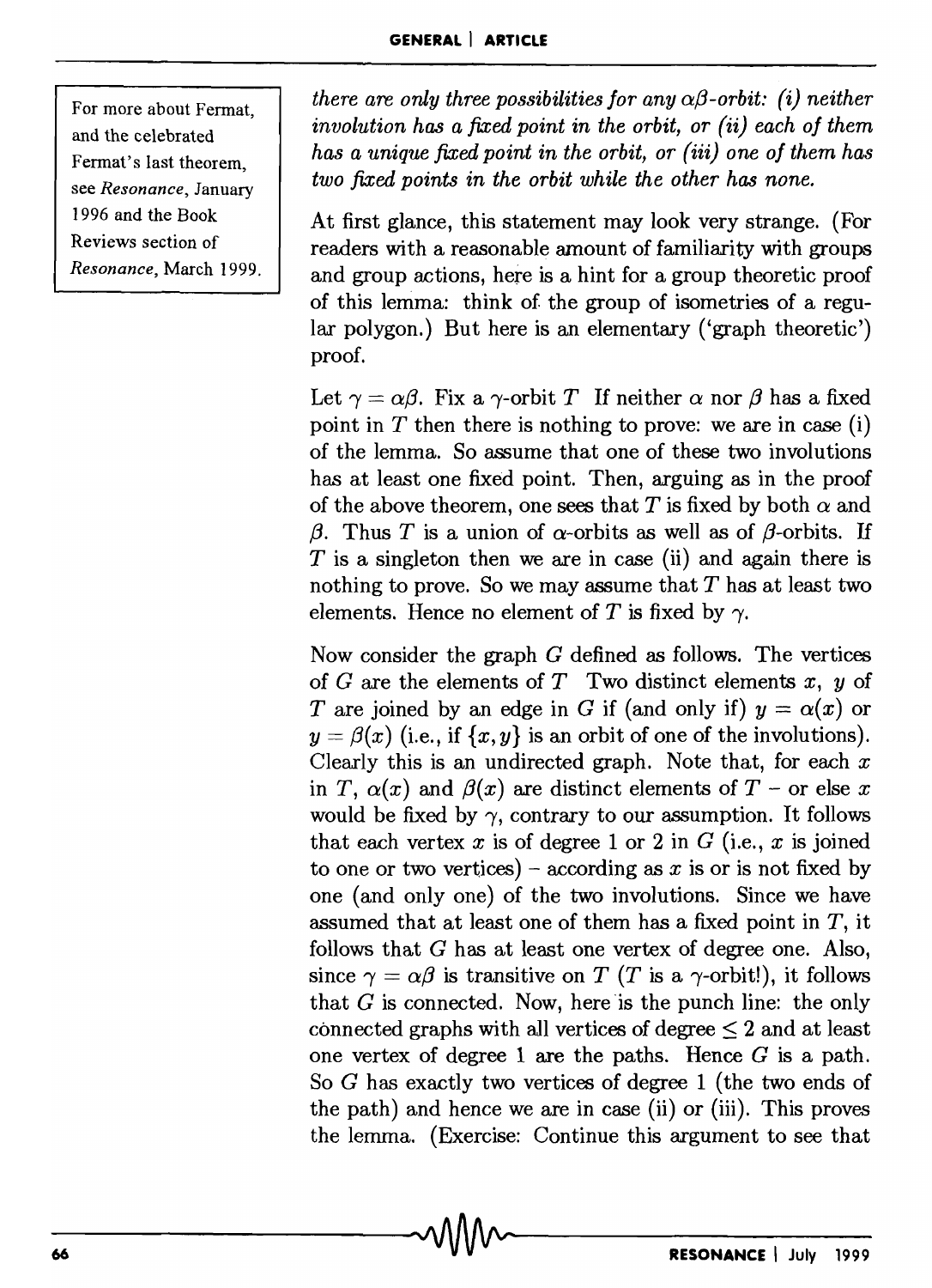For more about Fermat, and the celebrated Fermat's last theorem, see *Resonance*, January 1996 and the Book Reviews section of *Resonance*, March 1999.

*there are only three possibilities for any $\alpha\beta$-orbit: (i) neither involution has a fixed point in the orbit, or (ii) each of them has a unique fixed point in the orbit, or (iii) one of them has two fixed points in the orbit while the other has none.*

At first glance, this statement may look very strange. (For readers with a reasonable amount of familiarity with groups and group actions, here is a hint for a group theoretic proof of this lemma: think of the group of isometries of a regular polygon.) But here is an elementary ('graph theoretic') proof.

Let $\gamma = \alpha\beta$. Fix a $\gamma$-orbit $T$ If neither $\alpha$ nor $\beta$ has a fixed point in $T$ then there is nothing to prove: we are in case (i) of the lemma. So assume that one of these two involutions has at least one fixed point. Then, arguing as in the proof of the above theorem, one sees that $T$ is fixed by both $\alpha$ and $\beta$. Thus $T$ is a union of $\alpha$-orbits as well as of $\beta$-orbits. If $T$ is a singleton then we are in case (ii) and again there is nothing to prove. So we may assume that $T$ has at least two elements. Hence no element of $T$ is fixed by $\gamma$.

Now consider the graph $G$ defined as follows. The vertices of $G$ are the elements of $T$ Two distinct elements $x$, $y$ of $T$ are joined by an edge in $G$ if (and only if) $y = \alpha(x)$ or $y = \beta(x)$ (i.e., if $\{x, y\}$ is an orbit of one of the involutions). Clearly this is an undirected graph. Note that, for each $x$ in $T$, $\alpha(x)$ and $\beta(x)$ are distinct elements of $T$ – or else $x$ would be fixed by $\gamma$, contrary to our assumption. It follows that each vertex $x$ is of degree 1 or 2 in $G$ (i.e., $x$ is joined to one or two vertices) – according as $x$ is or is not fixed by one (and only one) of the two involutions. Since we have assumed that at least one of them has a fixed point in $T$, it follows that $G$ has at least one vertex of degree one. Also, since $\gamma = \alpha\beta$ is transitive on $T$ ($T$ is a $\gamma$-orbit!), it follows that $G$ is connected. Now, here is the punch line: the only connected graphs with all vertices of degree $\leq 2$ and at least one vertex of degree 1 are the paths. Hence $G$ is a path. So $G$ has exactly two vertices of degree 1 (the two ends of the path) and hence we are in case (ii) or (iii). This proves the lemma. (Exercise: Continue this argument to see that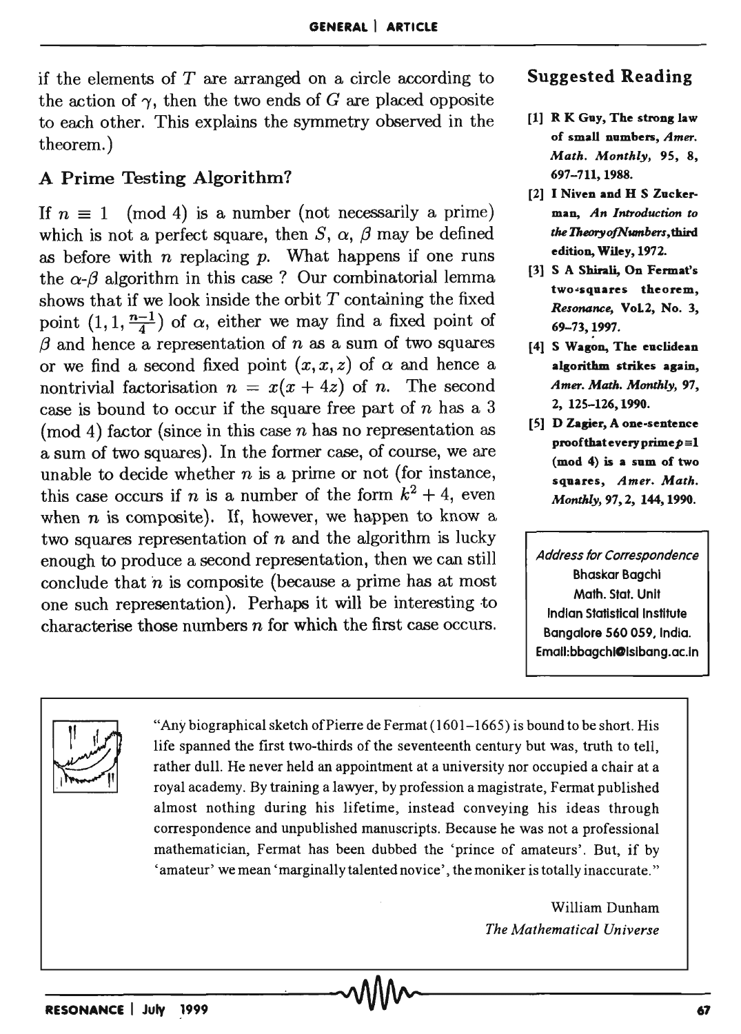if the elements of $T$ are arranged on a circle according to the action of $\gamma$, then the two ends of $G$ are placed opposite to each other. This explains the symmetry observed in the theorem.)

### A Prime Testing Algorithm?

If $n \equiv 1 \pmod 4$ is a number (not necessarily a prime) which is not a perfect square, then $S$, $\alpha$, $\beta$ may be defined as before with $n$ replacing $p$. What happens if one runs the $\alpha$-$\beta$ algorithm in this case ? Our combinatorial lemma shows that if we look inside the orbit $T$ containing the fixed point $(1, 1, \frac{n-1}{4})$ of $\alpha$, either we may find a fixed point of $\beta$ and hence a representation of $n$ as a sum of two squares or we find a second fixed point $(x, x, z)$ of $\alpha$ and hence a nontrivial factorisation $n = x(x + 4z)$ of $n$. The second case is bound to occur if the square free part of $n$ has a 3 (mod 4) factor (since in this case $n$ has no representation as a sum of two squares). In the former case, of course, we are unable to decide whether $n$ is a prime or not (for instance, this case occurs if $n$ is a number of the form $k^2 + 4$, even when $n$ is composite). If, however, we happen to know a two squares representation of $n$ and the algorithm is lucky enough to produce a second representation, then we can still conclude that $n$ is composite (because a prime has at most one such representation). Perhaps it will be interesting to characterise those numbers $n$ for which the first case occurs.

## Suggested Reading

[1] R K Guy, The strong law of small numbers, *Amer. Math. Monthly*, 95, 8, 697–711, 1988.

[2] I Niven and H S Zuckerman, *An Introduction to the Theory of Numbers*, third edition, Wiley, 1972.

[3] S A Shirali, On Fermat's two-squares theorem, *Resonance*, Vol.2, No. 3, 69–73, 1997.

[4] S Wagon, The euclidean algorithm strikes again, *Amer. Math. Monthly*, 97, 2, 125–126, 1990.

[5] D Zagier, A one-sentence proof that every prime $p \equiv 1 \pmod 4$ is a sum of two squares, *Amer. Math. Monthly*, 97, 2, 144, 1990.

*Address for Correspondence*
Bhaskar Bagchi
Math. Stat. Unit
Indian Statistical Institute
Bangalore 560 059, India.
Email:bbagchi@isibang.ac.in

"Any biographical sketch of Pierre de Fermat (1601–1665) is bound to be short. His life spanned the first two-thirds of the seventeenth century but was, truth to tell, rather dull. He never held an appointment at a university nor occupied a chair at a royal academy. By training a lawyer, by profession a magistrate, Fermat published almost nothing during his lifetime, instead conveying his ideas through correspondence and unpublished manuscripts. Because he was not a professional mathematician, Fermat has been dubbed the 'prince of amateurs'. But, if by 'amateur' we mean 'marginally talented novice', the moniker is totally inaccurate."

William Dunham
*The Mathematical Universe*